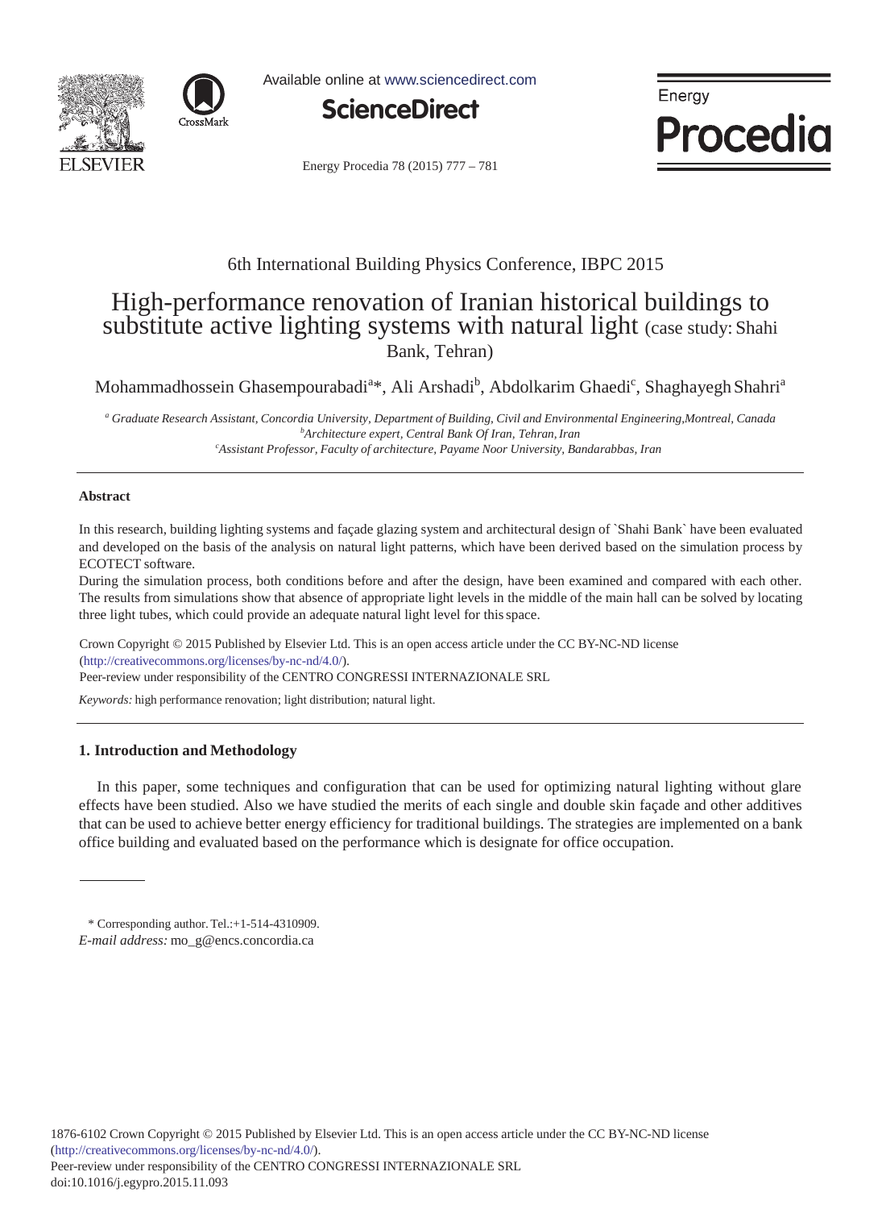6th International Building Physics Conference, IBPC 2015

# High-performance renovation of Iranian historical buildings to substitute active lighting systems with natural light (case study: Shahi Bank, Tehran)

Mohammadhossein Ghasempourabadi[a]*, Ali Arshadi[b], Abdolkarim Ghaedi[c], Shaghayegh Shahri[a]

[a] *Graduate Research Assistant, Concordia University, Department of Building, Civil and Environmental Engineering, Montreal, Canada*
[b] *Architecture expert, Central Bank Of Iran, Tehran, Iran*
[c] *Assistant Professor, Faculty of architecture, Payame Noor University, Bandarabbas, Iran*

---

**Abstract**

In this research, building lighting systems and façade glazing system and architectural design of `Shahi Bank` have been evaluated and developed on the basis of the analysis on natural light patterns, which have been derived based on the simulation process by ECOTECT software.
During the simulation process, both conditions before and after the design, have been examined and compared with each other. The results from simulations show that absence of appropriate light levels in the middle of the main hall can be solved by locating three light tubes, which could provide an adequate natural light level for this space.

Crown Copyright © 2015 Published by Elsevier Ltd. This is an open access article under the CC BY-NC-ND license (http://creativecommons.org/licenses/by-nc-nd/4.0/).
Peer-review under responsibility of the CENTRO CONGRESSI INTERNAZIONALE SRL

*Keywords:* high performance renovation; light distribution; natural light.

---

## 1. Introduction and Methodology

In this paper, some techniques and configuration that can be used for optimizing natural lighting without glare effects have been studied. Also we have studied the merits of each single and double skin façade and other additives that can be used to achieve better energy efficiency for traditional buildings. The strategies are implemented on a bank office building and evaluated based on the performance which is designate for office occupation.

\* Corresponding author. Tel.:+1-514-4310909.
*E-mail address:* mo_g@encs.concordia.ca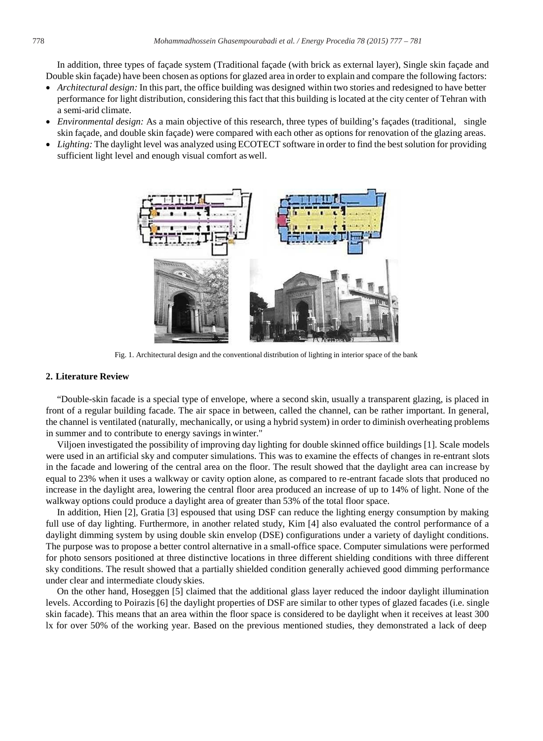In addition, three types of façade system (Traditional façade (with brick as external layer), Single skin façade and Double skin façade) have been chosen as options for glazed area in order to explain and compare the following factors:

- *Architectural design:* In this part, the office building was designed within two stories and redesigned to have better performance for light distribution, considering this fact that this building is located at the city center of Tehran with a semi-arid climate.
- *Environmental design:* As a main objective of this research, three types of building's façades (traditional, single skin façade, and double skin façade) were compared with each other as options for renovation of the glazing areas.
- *Lighting:* The daylight level was analyzed using ECOTECT software in order to find the best solution for providing sufficient light level and enough visual comfort as well.

Fig. 1. Architectural design and the conventional distribution of lighting in interior space of the bank

## 2. Literature Review

"Double-skin facade is a special type of envelope, where a second skin, usually a transparent glazing, is placed in front of a regular building facade. The air space in between, called the channel, can be rather important. In general, the channel is ventilated (naturally, mechanically, or using a hybrid system) in order to diminish overheating problems in summer and to contribute to energy savings in winter."

Viljoen investigated the possibility of improving day lighting for double skinned office buildings [1]. Scale models were used in an artificial sky and computer simulations. This was to examine the effects of changes in re-entrant slots in the facade and lowering of the central area on the floor. The result showed that the daylight area can increase by equal to 23% when it uses a walkway or cavity option alone, as compared to re-entrant facade slots that produced no increase in the daylight area, lowering the central floor area produced an increase of up to 14% of light. None of the walkway options could produce a daylight area of greater than 53% of the total floor space.

In addition, Hien [2], Gratia [3] espoused that using DSF can reduce the lighting energy consumption by making full use of day lighting. Furthermore, in another related study, Kim [4] also evaluated the control performance of a daylight dimming system by using double skin envelop (DSE) configurations under a variety of daylight conditions. The purpose was to propose a better control alternative in a small-office space. Computer simulations were performed for photo sensors positioned at three distinctive locations in three different shielding conditions with three different sky conditions. The result showed that a partially shielded condition generally achieved good dimming performance under clear and intermediate cloudy skies.

On the other hand, Hoseggen [5] claimed that the additional glass layer reduced the indoor daylight illumination levels. According to Poirazis [6] the daylight properties of DSF are similar to other types of glazed facades (i.e. single skin facade). This means that an area within the floor space is considered to be daylight when it receives at least 300 lx for over 50% of the working year. Based on the previous mentioned studies, they demonstrated a lack of deep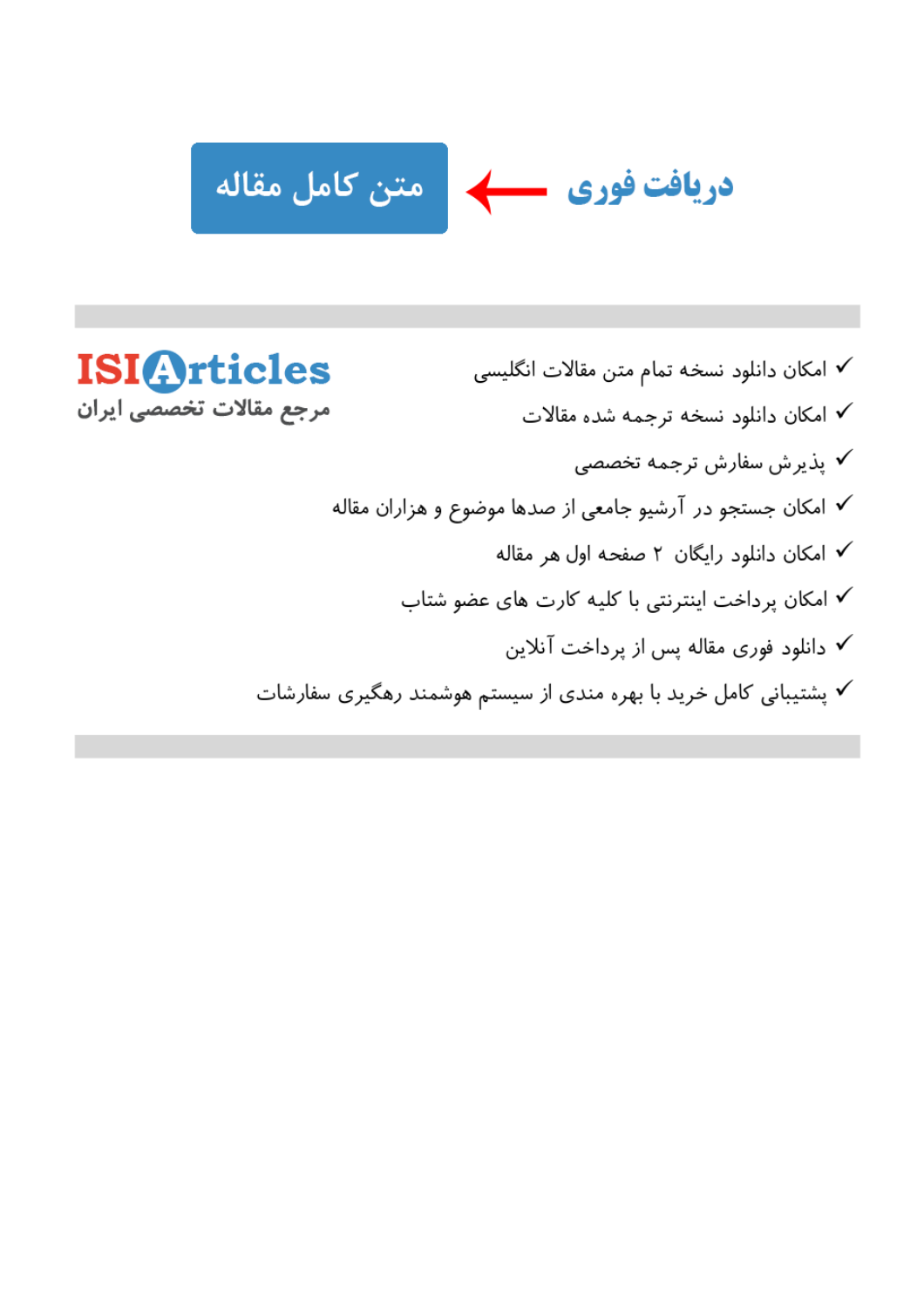دریافت فوری ← متن کامل مقاله

**ISIArticles**
مرجع مقالات تخصصی ایران

- ✓ امکان دانلود نسخه تمام متن مقالات انگلیسی
- ✓ امکان دانلود نسخه ترجمه شده مقالات
- ✓ پذیرش سفارش ترجمه تخصصی
- ✓ امکان جستجو در آرشیو جامعی از صدها موضوع و هزاران مقاله
- ✓ امکان دانلود رایگان ۲ صفحه اول هر مقاله
- ✓ امکان پرداخت اینترنتی با کلیه کارت های عضو شتاب
- ✓ دانلود فوری مقاله پس از پرداخت آنلاین
- ✓ پشتیبانی کامل خرید با بهره مندی از سیستم هوشمند رهگیری سفارشات